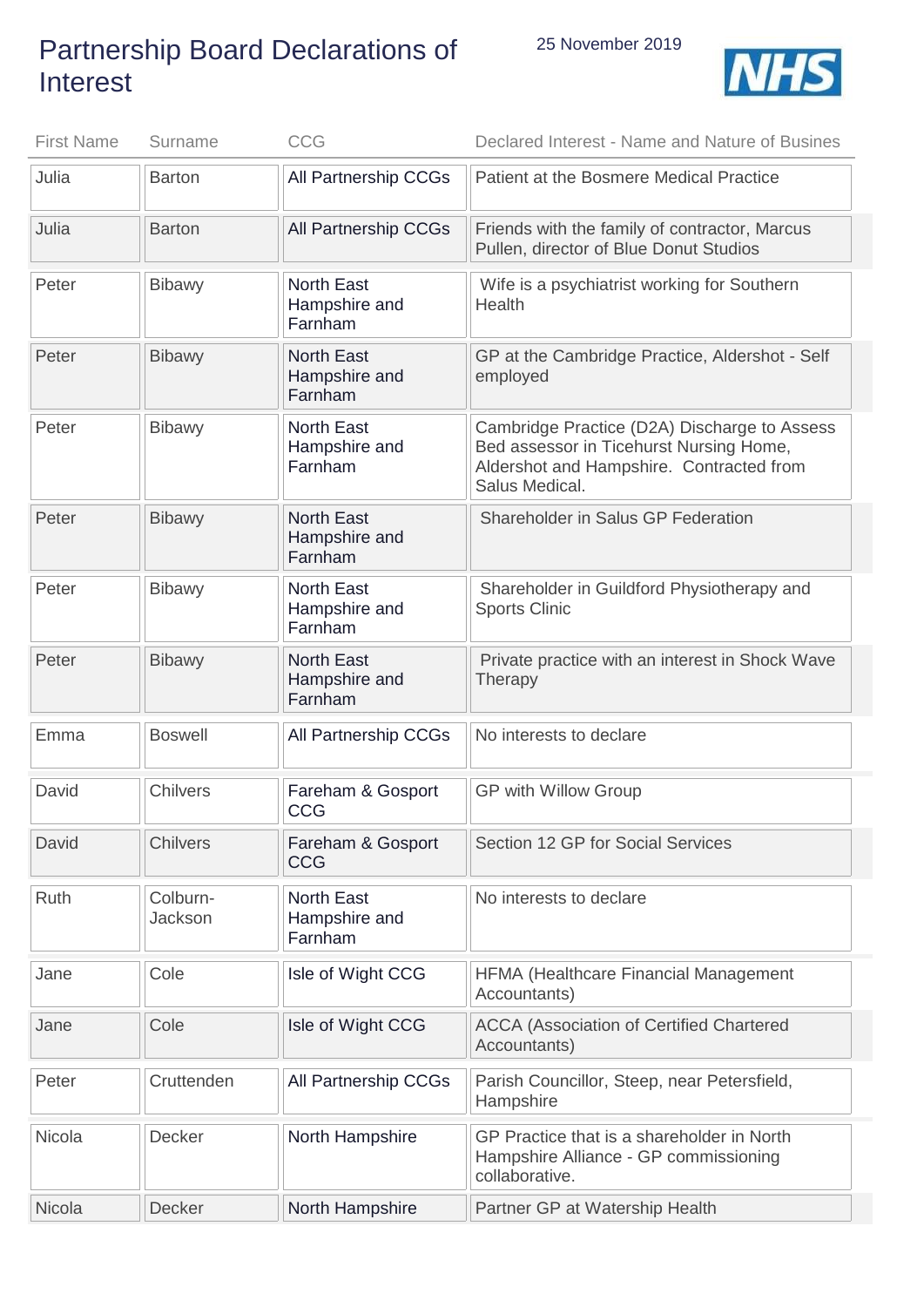# Partnership Board Declarations of Interest

25 November 2019

| First Name | Surname | CCG | Declared Interest - Name and Nature of Busines |
|---|---|---|---|
| Julia | Barton | All Partnership CCGs | Patient at the Bosmere Medical Practice |
| Julia | Barton | All Partnership CCGs | Friends with the family of contractor, Marcus Pullen, director of Blue Donut Studios |
| Peter | Bibawy | North East Hampshire and Farnham | Wife is a psychiatrist working for Southern Health |
| Peter | Bibawy | North East Hampshire and Farnham | GP at the Cambridge Practice, Aldershot - Self employed |
| Peter | Bibawy | North East Hampshire and Farnham | Cambridge Practice (D2A) Discharge to Assess Bed assessor in Ticehurst Nursing Home, Aldershot and Hampshire. Contracted from Salus Medical. |
| Peter | Bibawy | North East Hampshire and Farnham | Shareholder in Salus GP Federation |
| Peter | Bibawy | North East Hampshire and Farnham | Shareholder in Guildford Physiotherapy and Sports Clinic |
| Peter | Bibawy | North East Hampshire and Farnham | Private practice with an interest in Shock Wave Therapy |
| Emma | Boswell | All Partnership CCGs | No interests to declare |
| David | Chilvers | Fareham & Gosport CCG | GP with Willow Group |
| David | Chilvers | Fareham & Gosport CCG | Section 12 GP for Social Services |
| Ruth | Colburn-Jackson | North East Hampshire and Farnham | No interests to declare |
| Jane | Cole | Isle of Wight CCG | HFMA (Healthcare Financial Management Accountants) |
| Jane | Cole | Isle of Wight CCG | ACCA (Association of Certified Chartered Accountants) |
| Peter | Cruttenden | All Partnership CCGs | Parish Councillor, Steep, near Petersfield, Hampshire |
| Nicola | Decker | North Hampshire | GP Practice that is a shareholder in North Hampshire Alliance - GP commissioning collaborative. |
| Nicola | Decker | North Hampshire | Partner GP at Watership Health |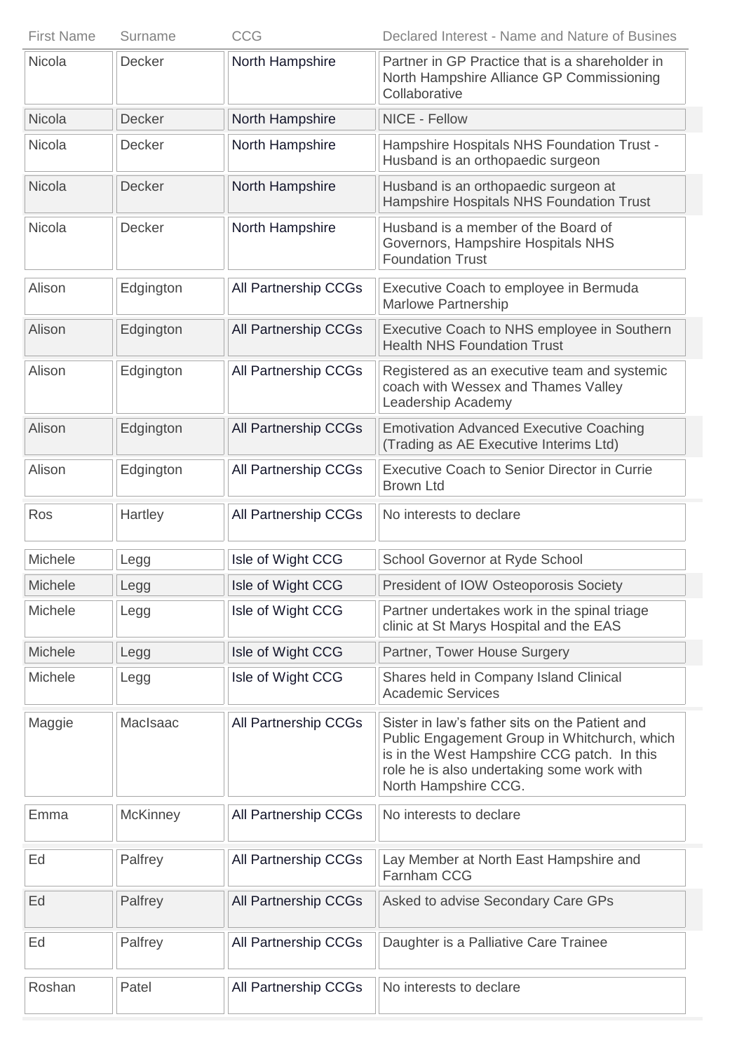| First Name | Surname | CCG | Declared Interest - Name and Nature of Busines |
|---|---|---|---|
| Nicola | Decker | North Hampshire | Partner in GP Practice that is a shareholder in North Hampshire Alliance GP Commissioning Collaborative |
| Nicola | Decker | North Hampshire | NICE - Fellow |
| Nicola | Decker | North Hampshire | Hampshire Hospitals NHS Foundation Trust - Husband is an orthopaedic surgeon |
| Nicola | Decker | North Hampshire | Husband is an orthopaedic surgeon at Hampshire Hospitals NHS Foundation Trust |
| Nicola | Decker | North Hampshire | Husband is a member of the Board of Governors, Hampshire Hospitals NHS Foundation Trust |
| Alison | Edgington | All Partnership CCGs | Executive Coach to employee in Bermuda Marlowe Partnership |
| Alison | Edgington | All Partnership CCGs | Executive Coach to NHS employee in Southern Health NHS Foundation Trust |
| Alison | Edgington | All Partnership CCGs | Registered as an executive team and systemic coach with Wessex and Thames Valley Leadership Academy |
| Alison | Edgington | All Partnership CCGs | Emotivation Advanced Executive Coaching (Trading as AE Executive Interims Ltd) |
| Alison | Edgington | All Partnership CCGs | Executive Coach to Senior Director in Currie Brown Ltd |
| Ros | Hartley | All Partnership CCGs | No interests to declare |
| Michele | Legg | Isle of Wight CCG | School Governor at Ryde School |
| Michele | Legg | Isle of Wight CCG | President of IOW Osteoporosis Society |
| Michele | Legg | Isle of Wight CCG | Partner undertakes work in the spinal triage clinic at St Marys Hospital and the EAS |
| Michele | Legg | Isle of Wight CCG | Partner, Tower House Surgery |
| Michele | Legg | Isle of Wight CCG | Shares held in Company Island Clinical Academic Services |
| Maggie | MacIsaac | All Partnership CCGs | Sister in law's father sits on the Patient and Public Engagement Group in Whitchurch, which is in the West Hampshire CCG patch. In this role he is also undertaking some work with North Hampshire CCG. |
| Emma | McKinney | All Partnership CCGs | No interests to declare |
| Ed | Palfrey | All Partnership CCGs | Lay Member at North East Hampshire and Farnham CCG |
| Ed | Palfrey | All Partnership CCGs | Asked to advise Secondary Care GPs |
| Ed | Palfrey | All Partnership CCGs | Daughter is a Palliative Care Trainee |
| Roshan | Patel | All Partnership CCGs | No interests to declare |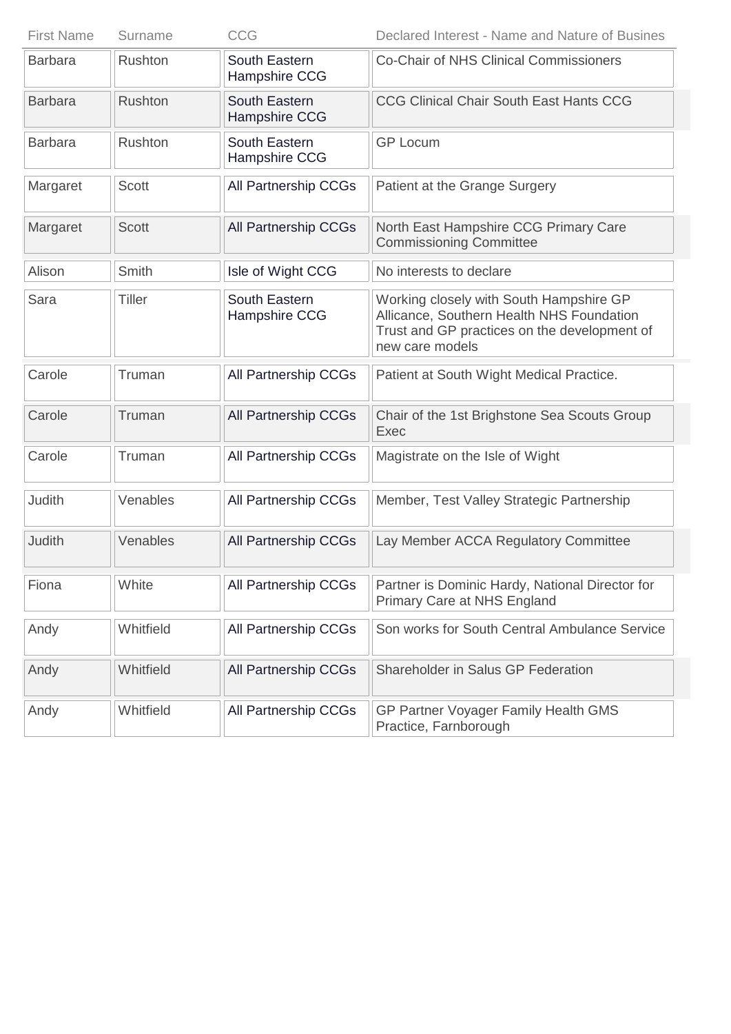| First Name | Surname | CCG | Declared Interest - Name and Nature of Busines |
|---|---|---|---|
| Barbara | Rushton | South Eastern Hampshire CCG | Co-Chair of NHS Clinical Commissioners |
| Barbara | Rushton | South Eastern Hampshire CCG | CCG Clinical Chair South East Hants CCG |
| Barbara | Rushton | South Eastern Hampshire CCG | GP Locum |
| Margaret | Scott | All Partnership CCGs | Patient at the Grange Surgery |
| Margaret | Scott | All Partnership CCGs | North East Hampshire CCG Primary Care Commissioning Committee |
| Alison | Smith | Isle of Wight CCG | No interests to declare |
| Sara | Tiller | South Eastern Hampshire CCG | Working closely with South Hampshire GP Allicance, Southern Health NHS Foundation Trust and GP practices on the development of new care models |
| Carole | Truman | All Partnership CCGs | Patient at South Wight Medical Practice. |
| Carole | Truman | All Partnership CCGs | Chair of the 1st Brighstone Sea Scouts Group Exec |
| Carole | Truman | All Partnership CCGs | Magistrate on the Isle of Wight |
| Judith | Venables | All Partnership CCGs | Member, Test Valley Strategic Partnership |
| Judith | Venables | All Partnership CCGs | Lay Member ACCA Regulatory Committee |
| Fiona | White | All Partnership CCGs | Partner is Dominic Hardy, National Director for Primary Care at NHS England |
| Andy | Whitfield | All Partnership CCGs | Son works for South Central Ambulance Service |
| Andy | Whitfield | All Partnership CCGs | Shareholder in Salus GP Federation |
| Andy | Whitfield | All Partnership CCGs | GP Partner Voyager Family Health GMS Practice, Farnborough |